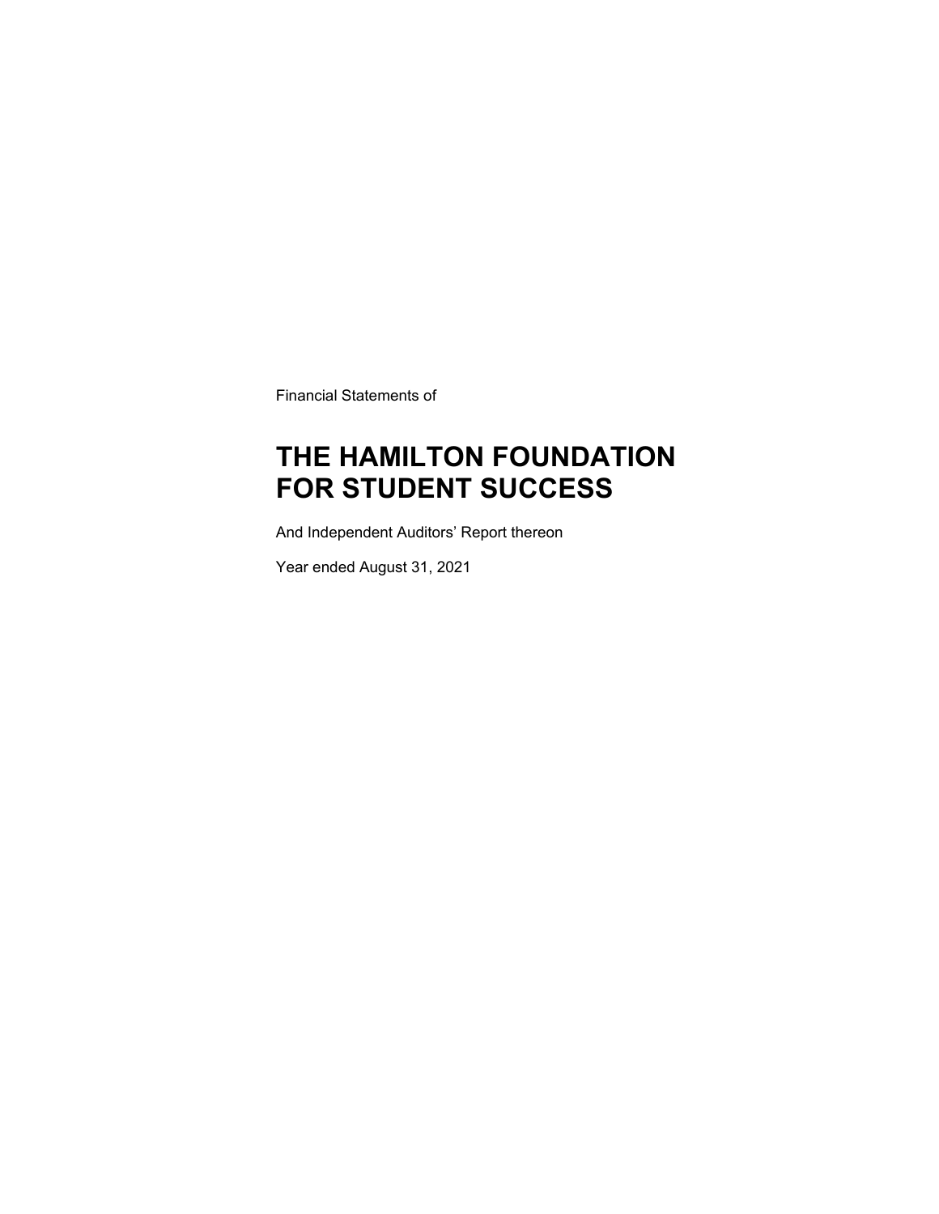Financial Statements of

# THE HAMILTON FOUNDATION FOR STUDENT SUCCESS

And Independent Auditors' Report thereon

Year ended August 31, 2021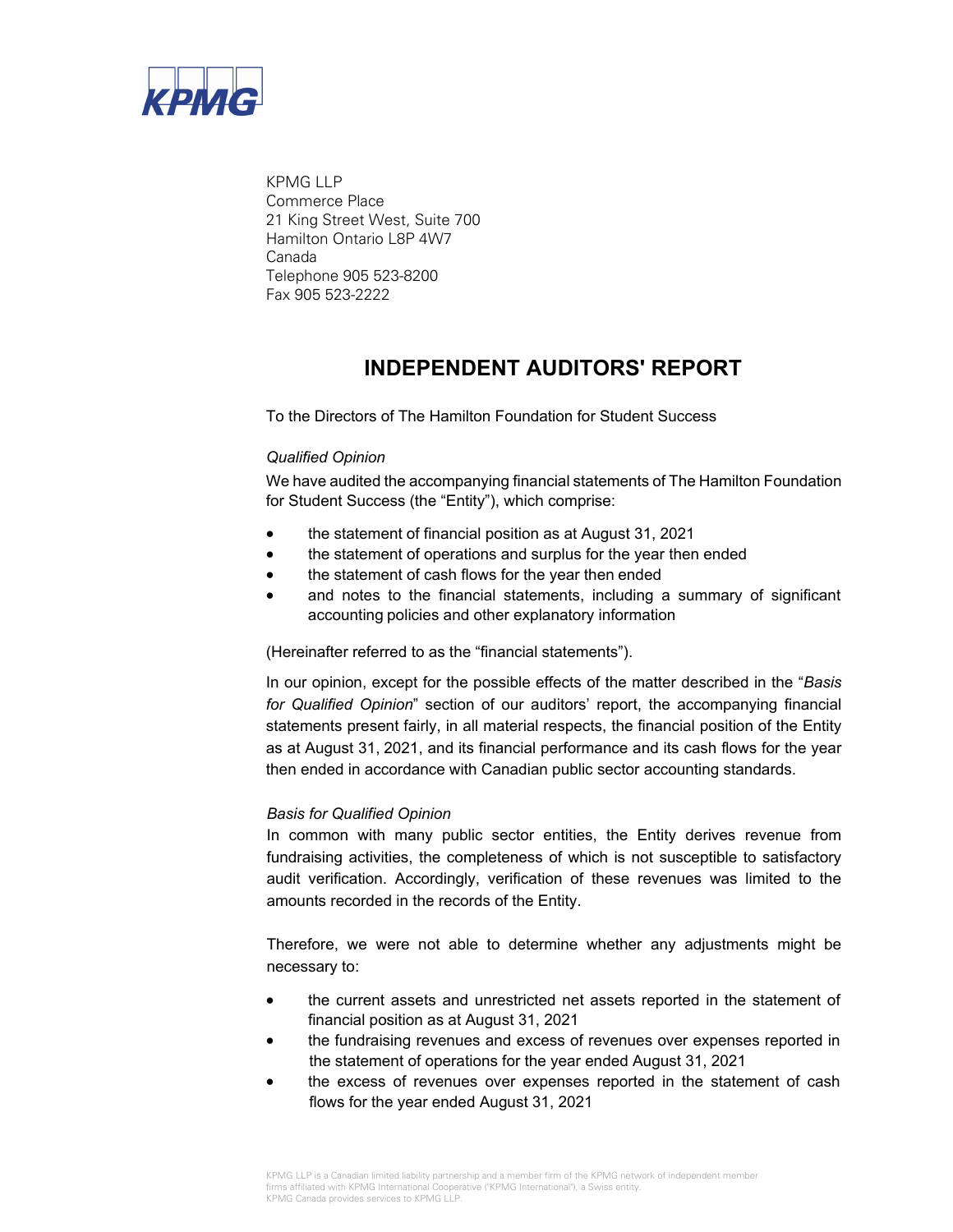KPMG LLP
Commerce Place
21 King Street West, Suite 700
Hamilton Ontario L8P 4W7
Canada
Telephone 905 523-8200
Fax 905 523-2222

# INDEPENDENT AUDITORS' REPORT

To the Directors of The Hamilton Foundation for Student Success

*Qualified Opinion*

We have audited the accompanying financial statements of The Hamilton Foundation for Student Success (the "Entity"), which comprise:

- the statement of financial position as at August 31, 2021
- the statement of operations and surplus for the year then ended
- the statement of cash flows for the year then ended
- and notes to the financial statements, including a summary of significant accounting policies and other explanatory information

(Hereinafter referred to as the "financial statements").

In our opinion, except for the possible effects of the matter described in the "*Basis for Qualified Opinion*" section of our auditors' report, the accompanying financial statements present fairly, in all material respects, the financial position of the Entity as at August 31, 2021, and its financial performance and its cash flows for the year then ended in accordance with Canadian public sector accounting standards.

*Basis for Qualified Opinion*

In common with many public sector entities, the Entity derives revenue from fundraising activities, the completeness of which is not susceptible to satisfactory audit verification. Accordingly, verification of these revenues was limited to the amounts recorded in the records of the Entity.

Therefore, we were not able to determine whether any adjustments might be necessary to:

- the current assets and unrestricted net assets reported in the statement of financial position as at August 31, 2021
- the fundraising revenues and excess of revenues over expenses reported in the statement of operations for the year ended August 31, 2021
- the excess of revenues over expenses reported in the statement of cash flows for the year ended August 31, 2021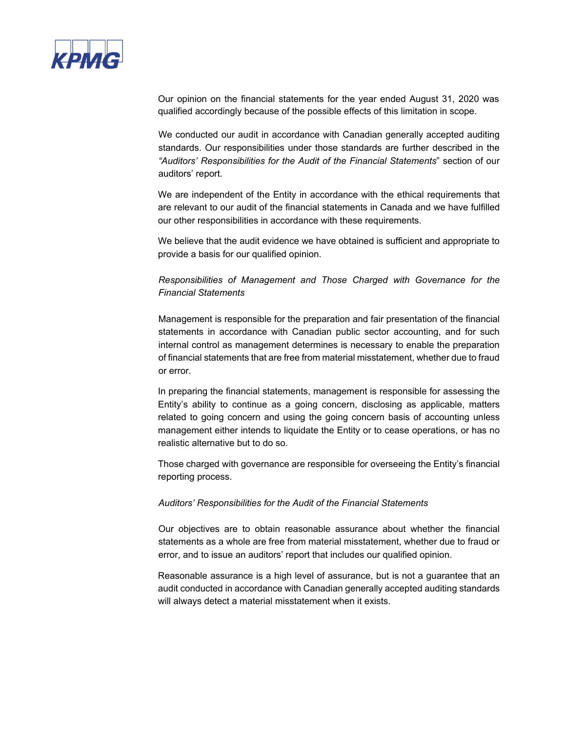Our opinion on the financial statements for the year ended August 31, 2020 was qualified accordingly because of the possible effects of this limitation in scope.

We conducted our audit in accordance with Canadian generally accepted auditing standards. Our responsibilities under those standards are further described in the *"Auditors' Responsibilities for the Audit of the Financial Statements*" section of our auditors' report.

We are independent of the Entity in accordance with the ethical requirements that are relevant to our audit of the financial statements in Canada and we have fulfilled our other responsibilities in accordance with these requirements.

We believe that the audit evidence we have obtained is sufficient and appropriate to provide a basis for our qualified opinion.

*Responsibilities of Management and Those Charged with Governance for the Financial Statements*

Management is responsible for the preparation and fair presentation of the financial statements in accordance with Canadian public sector accounting, and for such internal control as management determines is necessary to enable the preparation of financial statements that are free from material misstatement, whether due to fraud or error.

In preparing the financial statements, management is responsible for assessing the Entity's ability to continue as a going concern, disclosing as applicable, matters related to going concern and using the going concern basis of accounting unless management either intends to liquidate the Entity or to cease operations, or has no realistic alternative but to do so.

Those charged with governance are responsible for overseeing the Entity's financial reporting process.

*Auditors' Responsibilities for the Audit of the Financial Statements*

Our objectives are to obtain reasonable assurance about whether the financial statements as a whole are free from material misstatement, whether due to fraud or error, and to issue an auditors' report that includes our qualified opinion.

Reasonable assurance is a high level of assurance, but is not a guarantee that an audit conducted in accordance with Canadian generally accepted auditing standards will always detect a material misstatement when it exists.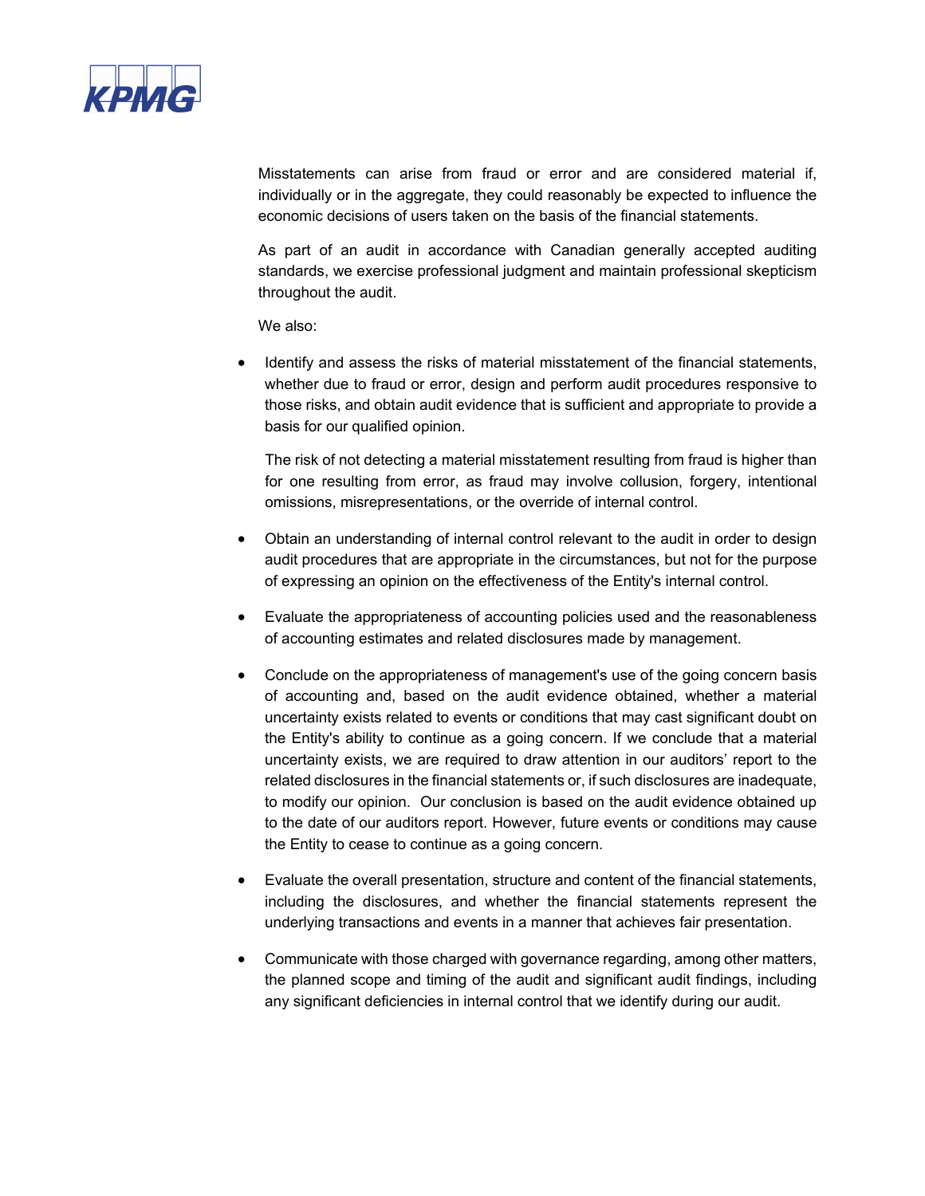Misstatements can arise from fraud or error and are considered material if, individually or in the aggregate, they could reasonably be expected to influence the economic decisions of users taken on the basis of the financial statements.

As part of an audit in accordance with Canadian generally accepted auditing standards, we exercise professional judgment and maintain professional skepticism throughout the audit.

We also:

- Identify and assess the risks of material misstatement of the financial statements, whether due to fraud or error, design and perform audit procedures responsive to those risks, and obtain audit evidence that is sufficient and appropriate to provide a basis for our qualified opinion.

  The risk of not detecting a material misstatement resulting from fraud is higher than for one resulting from error, as fraud may involve collusion, forgery, intentional omissions, misrepresentations, or the override of internal control.

- Obtain an understanding of internal control relevant to the audit in order to design audit procedures that are appropriate in the circumstances, but not for the purpose of expressing an opinion on the effectiveness of the Entity's internal control.

- Evaluate the appropriateness of accounting policies used and the reasonableness of accounting estimates and related disclosures made by management.

- Conclude on the appropriateness of management's use of the going concern basis of accounting and, based on the audit evidence obtained, whether a material uncertainty exists related to events or conditions that may cast significant doubt on the Entity's ability to continue as a going concern. If we conclude that a material uncertainty exists, we are required to draw attention in our auditors' report to the related disclosures in the financial statements or, if such disclosures are inadequate, to modify our opinion. Our conclusion is based on the audit evidence obtained up to the date of our auditors report. However, future events or conditions may cause the Entity to cease to continue as a going concern.

- Evaluate the overall presentation, structure and content of the financial statements, including the disclosures, and whether the financial statements represent the underlying transactions and events in a manner that achieves fair presentation.

- Communicate with those charged with governance regarding, among other matters, the planned scope and timing of the audit and significant audit findings, including any significant deficiencies in internal control that we identify during our audit.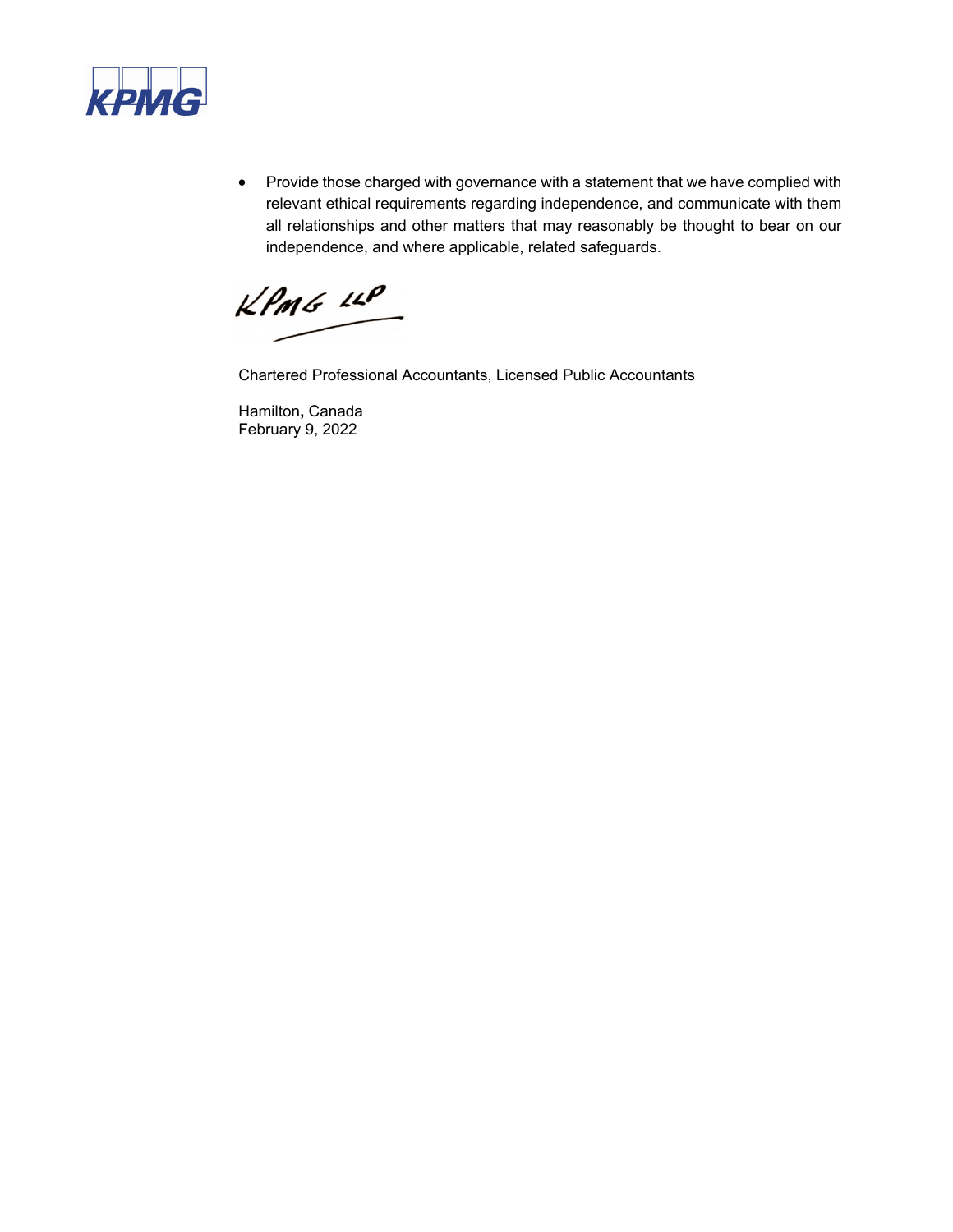- Provide those charged with governance with a statement that we have complied with relevant ethical requirements regarding independence, and communicate with them all relationships and other matters that may reasonably be thought to bear on our independence, and where applicable, related safeguards.

KPMG LLP

Chartered Professional Accountants, Licensed Public Accountants

Hamilton, Canada
February 9, 2022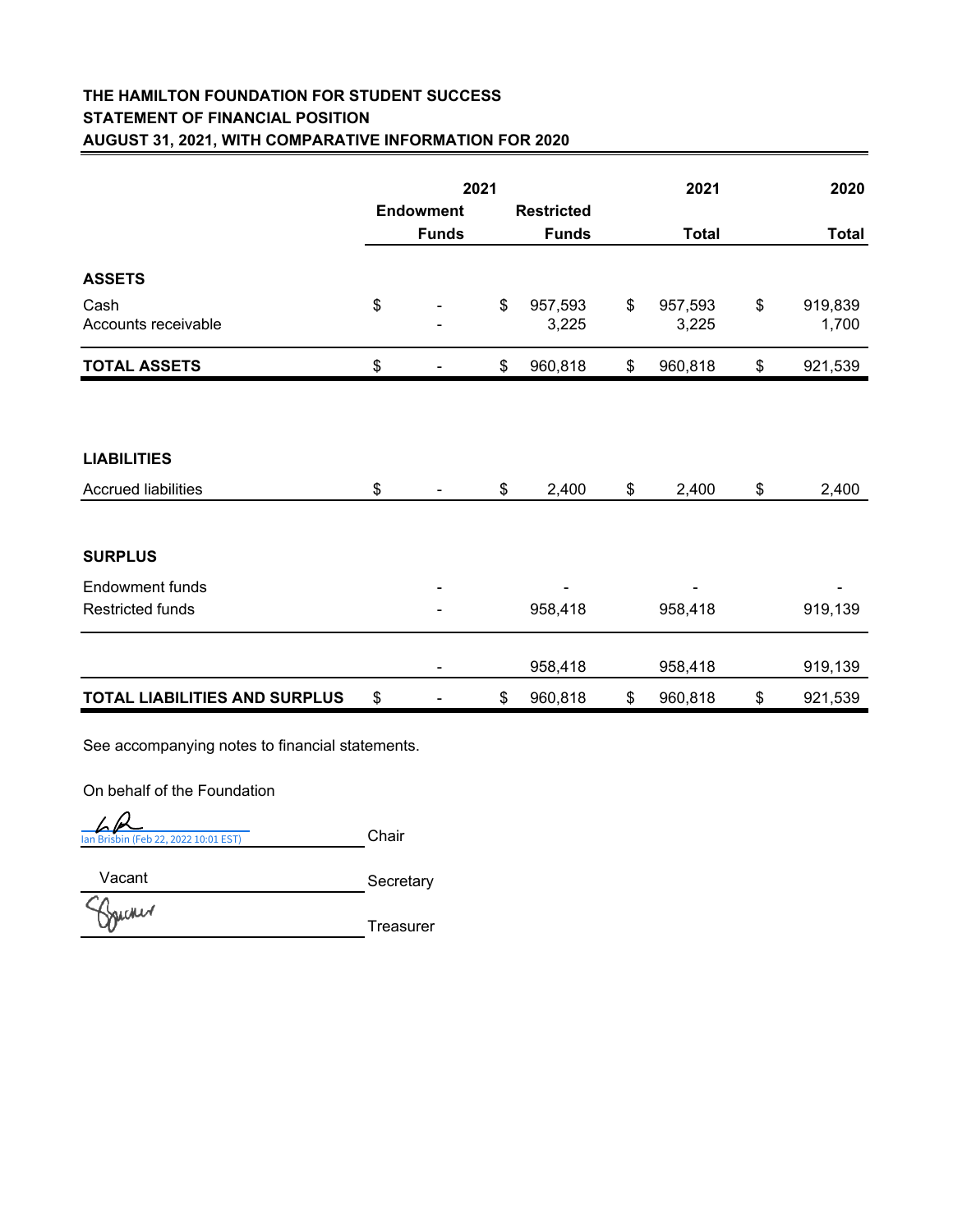**THE HAMILTON FOUNDATION FOR STUDENT SUCCESS**
**STATEMENT OF FINANCIAL POSITION**
**AUGUST 31, 2021, WITH COMPARATIVE INFORMATION FOR 2020**

| | 2021 Endowment Funds | 2021 Restricted Funds | 2021 Total | 2020 Total |
|---|---|---|---|---|
| **ASSETS** | | | | |
| Cash | $ - | $ 957,593 | $ 957,593 | $ 919,839 |
| Accounts receivable | - | 3,225 | 3,225 | 1,700 |
| **TOTAL ASSETS** | $ - | $ 960,818 | $ 960,818 | $ 921,539 |
| | | | | |
| **LIABILITIES** | | | | |
| Accrued liabilities | $ - | $ 2,400 | $ 2,400 | $ 2,400 |
| | | | | |
| **SURPLUS** | | | | |
| Endowment funds | - | - | - | - |
| Restricted funds | - | 958,418 | 958,418 | 919,139 |
| | - | 958,418 | 958,418 | 919,139 |
| **TOTAL LIABILITIES AND SURPLUS** | $ - | $ 960,818 | $ 960,818 | $ 921,539 |

See accompanying notes to financial statements.

On behalf of the Foundation

Ian Brisbin (Feb 22, 2022 10:01 EST) — Chair

Vacant — Secretary

[Signature] — Treasurer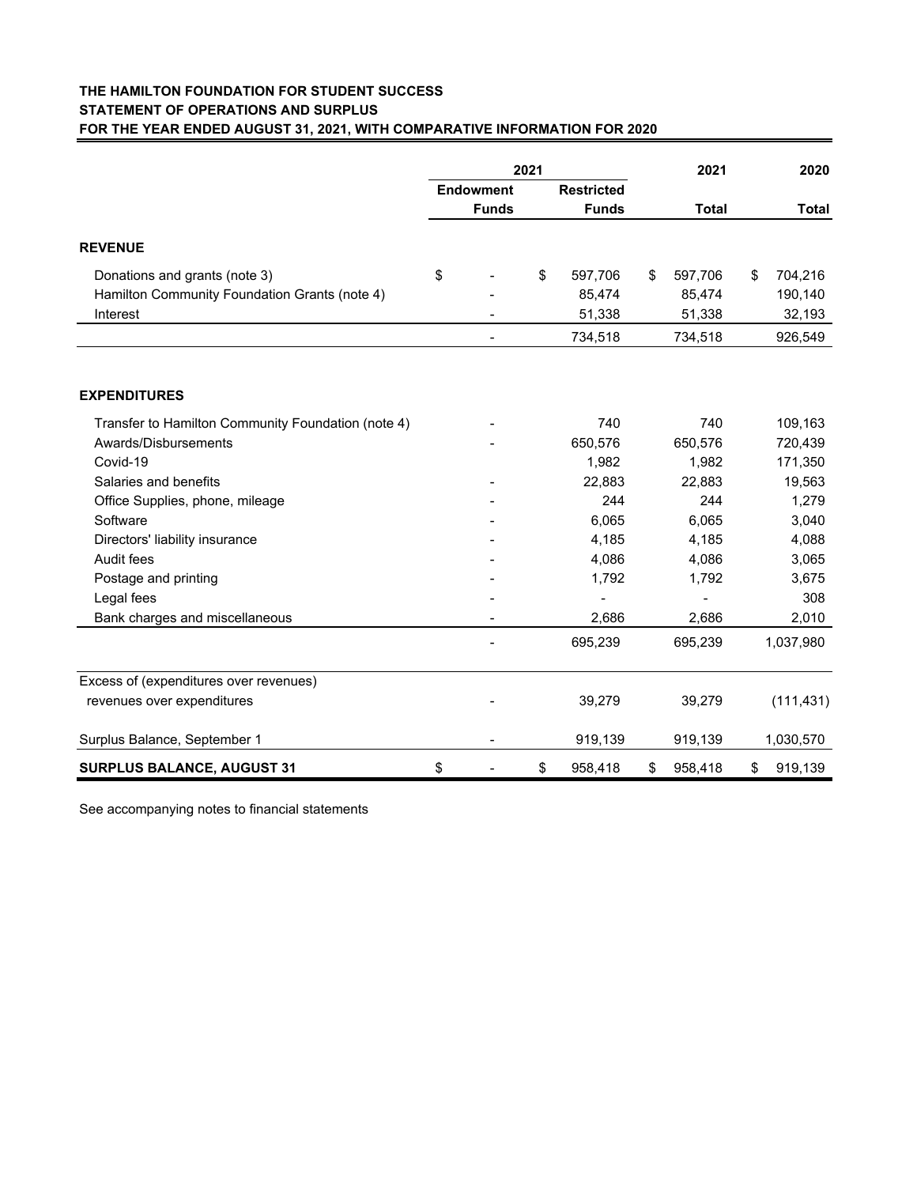**THE HAMILTON FOUNDATION FOR STUDENT SUCCESS**
**STATEMENT OF OPERATIONS AND SURPLUS**
**FOR THE YEAR ENDED AUGUST 31, 2021, WITH COMPARATIVE INFORMATION FOR 2020**

| | 2021 | | 2021 | 2020 |
|---|---|---|---|---|
| | Endowment Funds | Restricted Funds | Total | Total |
| **REVENUE** | | | | |
| Donations and grants (note 3) | $ - | $ 597,706 | $ 597,706 | $ 704,216 |
| Hamilton Community Foundation Grants (note 4) | - | 85,474 | 85,474 | 190,140 |
| Interest | - | 51,338 | 51,338 | 32,193 |
| | - | 734,518 | 734,518 | 926,549 |
| **EXPENDITURES** | | | | |
| Transfer to Hamilton Community Foundation (note 4) | - | 740 | 740 | 109,163 |
| Awards/Disbursements | - | 650,576 | 650,576 | 720,439 |
| Covid-19 | | 1,982 | 1,982 | 171,350 |
| Salaries and benefits | - | 22,883 | 22,883 | 19,563 |
| Office Supplies, phone, mileage | - | 244 | 244 | 1,279 |
| Software | - | 6,065 | 6,065 | 3,040 |
| Directors' liability insurance | - | 4,185 | 4,185 | 4,088 |
| Audit fees | - | 4,086 | 4,086 | 3,065 |
| Postage and printing | - | 1,792 | 1,792 | 3,675 |
| Legal fees | - | - | - | 308 |
| Bank charges and miscellaneous | - | 2,686 | 2,686 | 2,010 |
| | - | 695,239 | 695,239 | 1,037,980 |
| Excess of (expenditures over revenues) revenues over expenditures | - | 39,279 | 39,279 | (111,431) |
| Surplus Balance, September 1 | - | 919,139 | 919,139 | 1,030,570 |
| **SURPLUS BALANCE, AUGUST 31** | $ - | $ 958,418 | $ 958,418 | $ 919,139 |

See accompanying notes to financial statements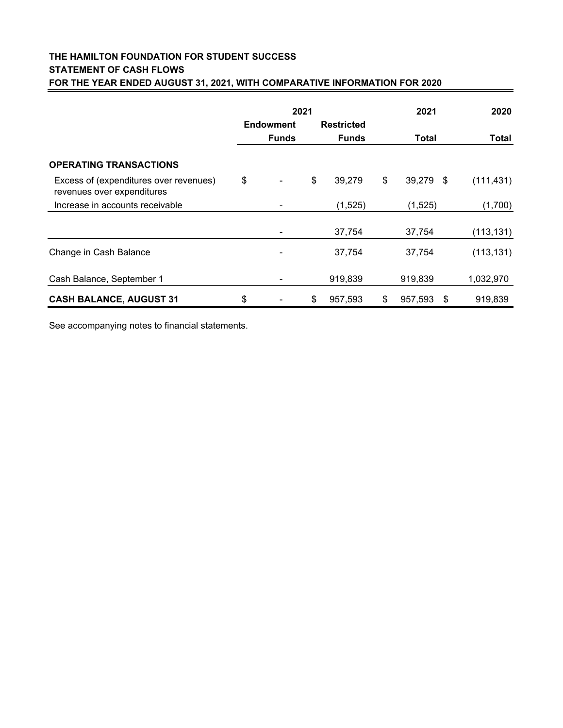**THE HAMILTON FOUNDATION FOR STUDENT SUCCESS**
**STATEMENT OF CASH FLOWS**
**FOR THE YEAR ENDED AUGUST 31, 2021, WITH COMPARATIVE INFORMATION FOR 2020**

| | 2021 Endowment Funds | 2021 Restricted Funds | 2021 Total | 2020 Total |
|---|---|---|---|---|
| **OPERATING TRANSACTIONS** | | | | |
| Excess of (expenditures over revenues) revenues over expenditures | $ - | $ 39,279 | $ 39,279 | $ (111,431) |
| Increase in accounts receivable | - | (1,525) | (1,525) | (1,700) |
| | - | 37,754 | 37,754 | (113,131) |
| Change in Cash Balance | - | 37,754 | 37,754 | (113,131) |
| Cash Balance, September 1 | - | 919,839 | 919,839 | 1,032,970 |
| **CASH BALANCE, AUGUST 31** | $ - | $ 957,593 | $ 957,593 | $ 919,839 |

See accompanying notes to financial statements.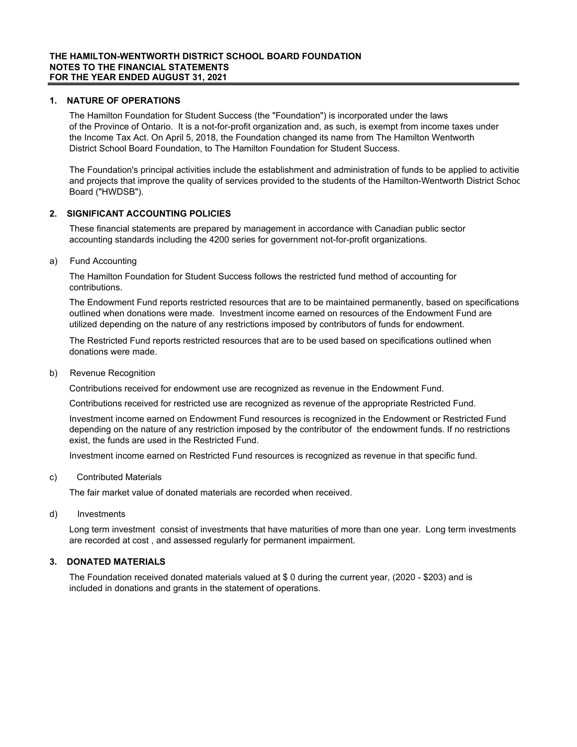**THE HAMILTON-WENTWORTH DISTRICT SCHOOL BOARD FOUNDATION**
**NOTES TO THE FINANCIAL STATEMENTS**
**FOR THE YEAR ENDED AUGUST 31, 2021**

## 1. NATURE OF OPERATIONS

The Hamilton Foundation for Student Success (the "Foundation") is incorporated under the laws of the Province of Ontario. It is a not-for-profit organization and, as such, is exempt from income taxes under the Income Tax Act. On April 5, 2018, the Foundation changed its name from The Hamilton Wentworth District School Board Foundation, to The Hamilton Foundation for Student Success.

The Foundation's principal activities include the establishment and administration of funds to be applied to activitie and projects that improve the quality of services provided to the students of the Hamilton-Wentworth District Schoc Board ("HWDSB").

## 2. SIGNIFICANT ACCOUNTING POLICIES

These financial statements are prepared by management in accordance with Canadian public sector accounting standards including the 4200 series for government not-for-profit organizations.

a) Fund Accounting

The Hamilton Foundation for Student Success follows the restricted fund method of accounting for contributions.

The Endowment Fund reports restricted resources that are to be maintained permanently, based on specifications outlined when donations were made. Investment income earned on resources of the Endowment Fund are utilized depending on the nature of any restrictions imposed by contributors of funds for endowment.

The Restricted Fund reports restricted resources that are to be used based on specifications outlined when donations were made.

b) Revenue Recognition

Contributions received for endowment use are recognized as revenue in the Endowment Fund.

Contributions received for restricted use are recognized as revenue of the appropriate Restricted Fund.

Investment income earned on Endowment Fund resources is recognized in the Endowment or Restricted Fund depending on the nature of any restriction imposed by the contributor of the endowment funds. If no restrictions exist, the funds are used in the Restricted Fund.

Investment income earned on Restricted Fund resources is recognized as revenue in that specific fund.

c) Contributed Materials

The fair market value of donated materials are recorded when received.

d) Investments

Long term investment consist of investments that have maturities of more than one year. Long term investments are recorded at cost , and assessed regularly for permanent impairment.

## 3. DONATED MATERIALS

The Foundation received donated materials valued at $ 0 during the current year, (2020 - $203) and is included in donations and grants in the statement of operations.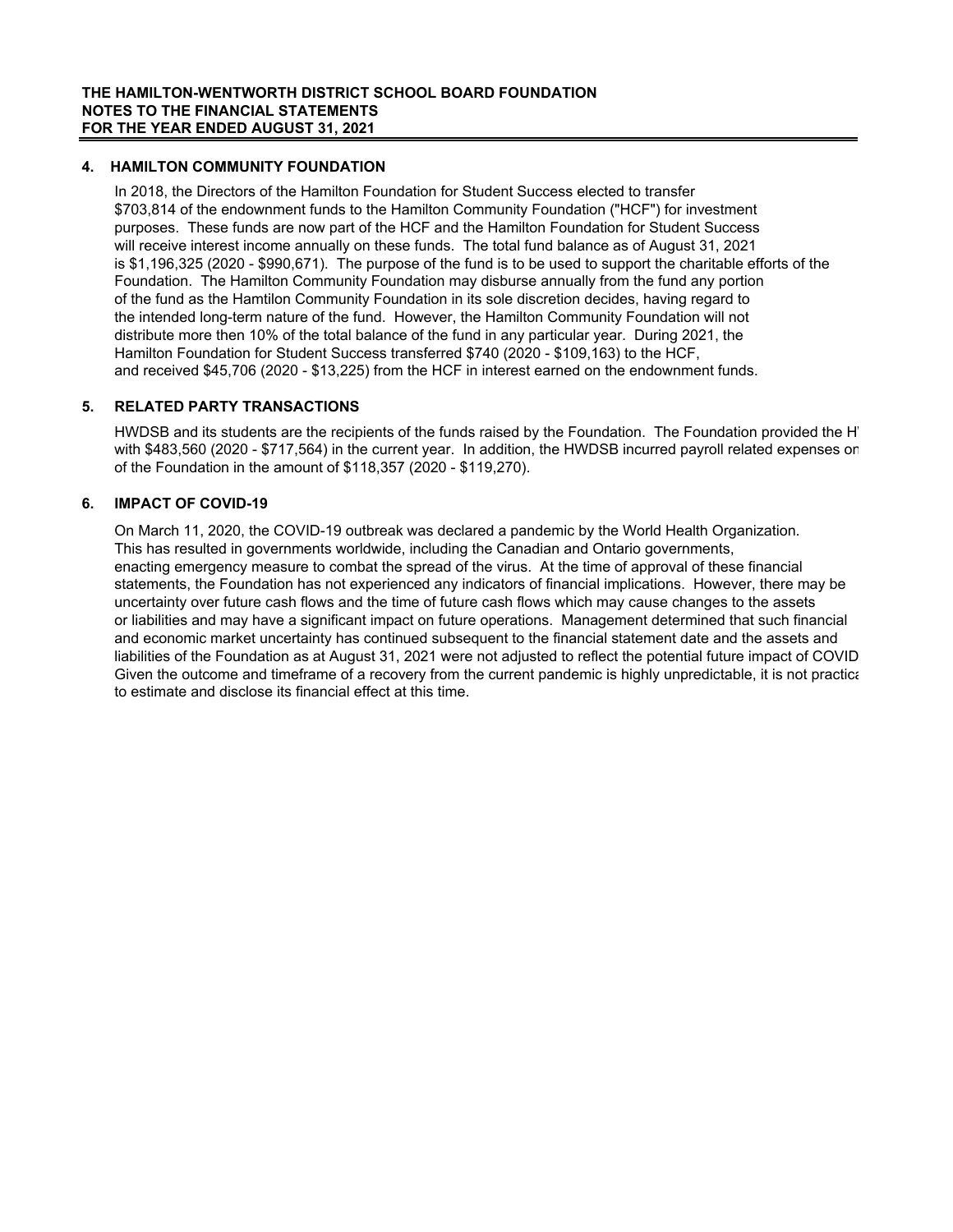**THE HAMILTON-WENTWORTH DISTRICT SCHOOL BOARD FOUNDATION**
**NOTES TO THE FINANCIAL STATEMENTS**
**FOR THE YEAR ENDED AUGUST 31, 2021**

## 4. HAMILTON COMMUNITY FOUNDATION

In 2018, the Directors of the Hamilton Foundation for Student Success elected to transfer $703,814 of the endownment funds to the Hamilton Community Foundation ("HCF") for investment purposes. These funds are now part of the HCF and the Hamilton Foundation for Student Success will receive interest income annually on these funds. The total fund balance as of August 31, 2021 is $1,196,325 (2020 - $990,671). The purpose of the fund is to be used to support the charitable efforts of the Foundation. The Hamilton Community Foundation may disburse annually from the fund any portion of the fund as the Hamtilon Community Foundation in its sole discretion decides, having regard to the intended long-term nature of the fund. However, the Hamilton Community Foundation will not distribute more then 10% of the total balance of the fund in any particular year. During 2021, the Hamilton Foundation for Student Success transferred $740 (2020 - $109,163) to the HCF, and received $45,706 (2020 - $13,225) from the HCF in interest earned on the endownment funds.

## 5. RELATED PARTY TRANSACTIONS

HWDSB and its students are the recipients of the funds raised by the Foundation. The Foundation provided the H with $483,560 (2020 - $717,564) in the current year. In addition, the HWDSB incurred payroll related expenses on of the Foundation in the amount of $118,357 (2020 - $119,270).

## 6. IMPACT OF COVID-19

On March 11, 2020, the COVID-19 outbreak was declared a pandemic by the World Health Organization. This has resulted in governments worldwide, including the Canadian and Ontario governments, enacting emergency measure to combat the spread of the virus. At the time of approval of these financial statements, the Foundation has not experienced any indicators of financial implications. However, there may be uncertainty over future cash flows and the time of future cash flows which may cause changes to the assets or liabilities and may have a significant impact on future operations. Management determined that such financial and economic market uncertainty has continued subsequent to the financial statement date and the assets and liabilities of the Foundation as at August 31, 2021 were not adjusted to reflect the potential future impact of COVID Given the outcome and timeframe of a recovery from the current pandemic is highly unpredictable, it is not practica to estimate and disclose its financial effect at this time.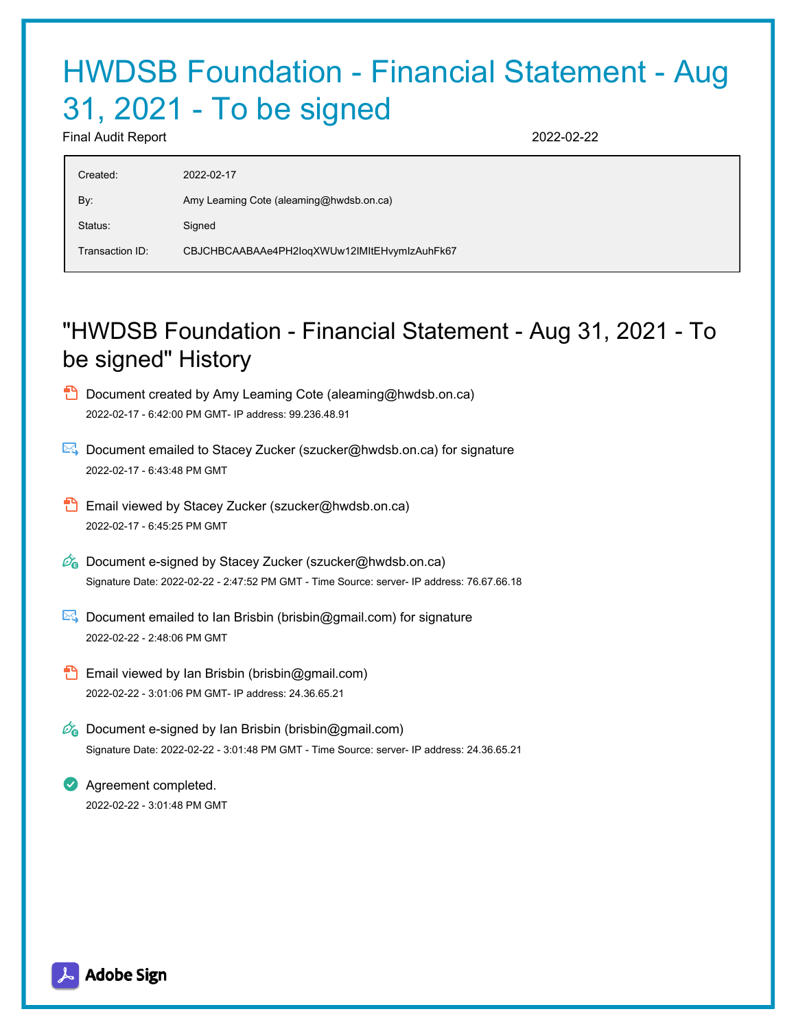# HWDSB Foundation - Financial Statement - Aug 31, 2021 - To be signed

Final Audit Report 2022-02-22

| | |
|---|---|
| Created: | 2022-02-17 |
| By: | Amy Leaming Cote (aleaming@hwdsb.on.ca) |
| Status: | Signed |
| Transaction ID: | CBJCHBCAABAAe4PH2IoqXWUw12IMItEHvymIzAuhFk67 |

## "HWDSB Foundation - Financial Statement - Aug 31, 2021 - To be signed" History

- Document created by Amy Leaming Cote (aleaming@hwdsb.on.ca)
  2022-02-17 - 6:42:00 PM GMT- IP address: 99.236.48.91

- Document emailed to Stacey Zucker (szucker@hwdsb.on.ca) for signature
  2022-02-17 - 6:43:48 PM GMT

- Email viewed by Stacey Zucker (szucker@hwdsb.on.ca)
  2022-02-17 - 6:45:25 PM GMT

- Document e-signed by Stacey Zucker (szucker@hwdsb.on.ca)
  Signature Date: 2022-02-22 - 2:47:52 PM GMT - Time Source: server- IP address: 76.67.66.18

- Document emailed to Ian Brisbin (brisbin@gmail.com) for signature
  2022-02-22 - 2:48:06 PM GMT

- Email viewed by Ian Brisbin (brisbin@gmail.com)
  2022-02-22 - 3:01:06 PM GMT- IP address: 24.36.65.21

- Document e-signed by Ian Brisbin (brisbin@gmail.com)
  Signature Date: 2022-02-22 - 3:01:48 PM GMT - Time Source: server- IP address: 24.36.65.21

- Agreement completed.
  2022-02-22 - 3:01:48 PM GMT

Adobe Sign